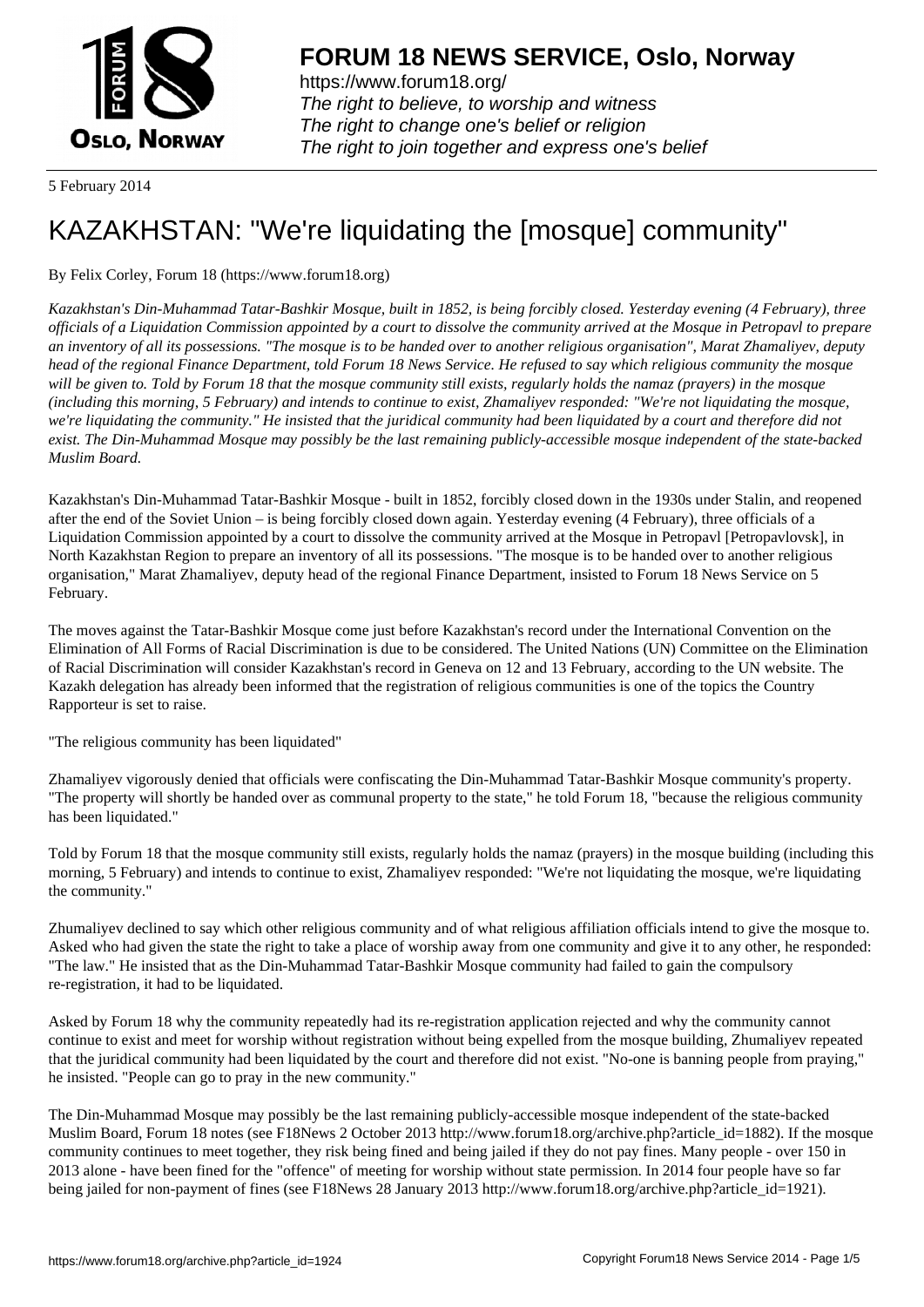**FORUM 18 NEWS SERVICE, Oslo, Norway**

https://www.forum18.org/
*The right to believe, to worship and witness*
*The right to change one's belief or religion*
*The right to join together and express one's belief*

5 February 2014

# KAZAKHSTAN: "We're liquidating the [mosque] community"

By Felix Corley, Forum 18 (https://www.forum18.org)

*Kazakhstan's Din-Muhammad Tatar-Bashkir Mosque, built in 1852, is being forcibly closed. Yesterday evening (4 February), three officials of a Liquidation Commission appointed by a court to dissolve the community arrived at the Mosque in Petropavl to prepare an inventory of all its possessions. "The mosque is to be handed over to another religious organisation", Marat Zhamaliyev, deputy head of the regional Finance Department, told Forum 18 News Service. He refused to say which religious community the mosque will be given to. Told by Forum 18 that the mosque community still exists, regularly holds the namaz (prayers) in the mosque (including this morning, 5 February) and intends to continue to exist, Zhamaliyev responded: "We're not liquidating the mosque, we're liquidating the community." He insisted that the juridical community had been liquidated by a court and therefore did not exist. The Din-Muhammad Mosque may possibly be the last remaining publicly-accessible mosque independent of the state-backed Muslim Board.*

Kazakhstan's Din-Muhammad Tatar-Bashkir Mosque - built in 1852, forcibly closed down in the 1930s under Stalin, and reopened after the end of the Soviet Union – is being forcibly closed down again. Yesterday evening (4 February), three officials of a Liquidation Commission appointed by a court to dissolve the community arrived at the Mosque in Petropavl [Petropavlovsk], in North Kazakhstan Region to prepare an inventory of all its possessions. "The mosque is to be handed over to another religious organisation," Marat Zhamaliyev, deputy head of the regional Finance Department, insisted to Forum 18 News Service on 5 February.

The moves against the Tatar-Bashkir Mosque come just before Kazakhstan's record under the International Convention on the Elimination of All Forms of Racial Discrimination is due to be considered. The United Nations (UN) Committee on the Elimination of Racial Discrimination will consider Kazakhstan's record in Geneva on 12 and 13 February, according to the UN website. The Kazakh delegation has already been informed that the registration of religious communities is one of the topics the Country Rapporteur is set to raise.

"The religious community has been liquidated"

Zhamaliyev vigorously denied that officials were confiscating the Din-Muhammad Tatar-Bashkir Mosque community's property. "The property will shortly be handed over as communal property to the state," he told Forum 18, "because the religious community has been liquidated."

Told by Forum 18 that the mosque community still exists, regularly holds the namaz (prayers) in the mosque building (including this morning, 5 February) and intends to continue to exist, Zhamaliyev responded: "We're not liquidating the mosque, we're liquidating the community."

Zhumaliyev declined to say which other religious community and of what religious affiliation officials intend to give the mosque to. Asked who had given the state the right to take a place of worship away from one community and give it to any other, he responded: "The law." He insisted that as the Din-Muhammad Tatar-Bashkir Mosque community had failed to gain the compulsory re-registration, it had to be liquidated.

Asked by Forum 18 why the community repeatedly had its re-registration application rejected and why the community cannot continue to exist and meet for worship without registration without being expelled from the mosque building, Zhumaliyev repeated that the juridical community had been liquidated by the court and therefore did not exist. "No-one is banning people from praying," he insisted. "People can go to pray in the new community."

The Din-Muhammad Mosque may possibly be the last remaining publicly-accessible mosque independent of the state-backed Muslim Board, Forum 18 notes (see F18News 2 October 2013 http://www.forum18.org/archive.php?article_id=1882). If the mosque community continues to meet together, they risk being fined and being jailed if they do not pay fines. Many people - over 150 in 2013 alone - have been fined for the "offence" of meeting for worship without state permission. In 2014 four people have so far being jailed for non-payment of fines (see F18News 28 January 2013 http://www.forum18.org/archive.php?article_id=1921).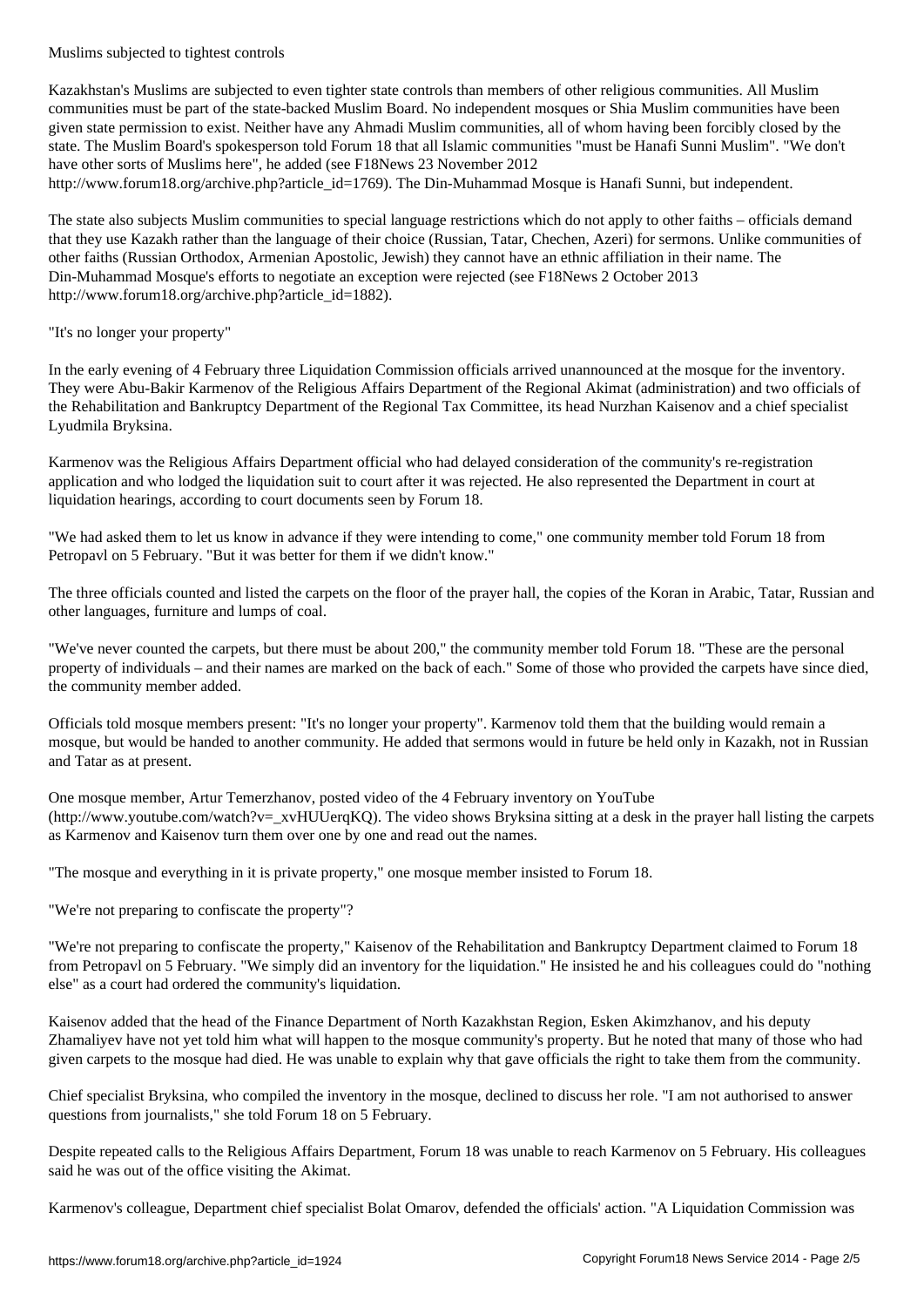Muslims subjected to tightest controls

Kazakhstan's Muslims are subjected to even tighter state controls than members of other religious communities. All Muslim communities must be part of the state-backed Muslim Board. No independent mosques or Shia Muslim communities have been given state permission to exist. Neither have any Ahmadi Muslim communities, all of whom having been forcibly closed by the state. The Muslim Board's spokesperson told Forum 18 that all Islamic communities "must be Hanafi Sunni Muslim". "We don't have other sorts of Muslims here", he added (see F18News 23 November 2012 http://www.forum18.org/archive.php?article_id=1769). The Din-Muhammad Mosque is Hanafi Sunni, but independent.

The state also subjects Muslim communities to special language restrictions which do not apply to other faiths – officials demand that they use Kazakh rather than the language of their choice (Russian, Tatar, Chechen, Azeri) for sermons. Unlike communities of other faiths (Russian Orthodox, Armenian Apostolic, Jewish) they cannot have an ethnic affiliation in their name. The Din-Muhammad Mosque's efforts to negotiate an exception were rejected (see F18News 2 October 2013 http://www.forum18.org/archive.php?article_id=1882).

"It's no longer your property"

In the early evening of 4 February three Liquidation Commission officials arrived unannounced at the mosque for the inventory. They were Abu-Bakir Karmenov of the Religious Affairs Department of the Regional Akimat (administration) and two officials of the Rehabilitation and Bankruptcy Department of the Regional Tax Committee, its head Nurzhan Kaisenov and a chief specialist Lyudmila Bryksina.

Karmenov was the Religious Affairs Department official who had delayed consideration of the community's re-registration application and who lodged the liquidation suit to court after it was rejected. He also represented the Department in court at liquidation hearings, according to court documents seen by Forum 18.

"We had asked them to let us know in advance if they were intending to come," one community member told Forum 18 from Petropavl on 5 February. "But it was better for them if we didn't know."

The three officials counted and listed the carpets on the floor of the prayer hall, the copies of the Koran in Arabic, Tatar, Russian and other languages, furniture and lumps of coal.

"We've never counted the carpets, but there must be about 200," the community member told Forum 18. "These are the personal property of individuals – and their names are marked on the back of each." Some of those who provided the carpets have since died, the community member added.

Officials told mosque members present: "It's no longer your property". Karmenov told them that the building would remain a mosque, but would be handed to another community. He added that sermons would in future be held only in Kazakh, not in Russian and Tatar as at present.

One mosque member, Artur Temerzhanov, posted video of the 4 February inventory on YouTube (http://www.youtube.com/watch?v=_xvHUUerqKQ). The video shows Bryksina sitting at a desk in the prayer hall listing the carpets as Karmenov and Kaisenov turn them over one by one and read out the names.

"The mosque and everything in it is private property," one mosque member insisted to Forum 18.

"We're not preparing to confiscate the property"?

"We're not preparing to confiscate the property," Kaisenov of the Rehabilitation and Bankruptcy Department claimed to Forum 18 from Petropavl on 5 February. "We simply did an inventory for the liquidation." He insisted he and his colleagues could do "nothing else" as a court had ordered the community's liquidation.

Kaisenov added that the head of the Finance Department of North Kazakhstan Region, Esken Akimzhanov, and his deputy Zhamaliyev have not yet told him what will happen to the mosque community's property. But he noted that many of those who had given carpets to the mosque had died. He was unable to explain why that gave officials the right to take them from the community.

Chief specialist Bryksina, who compiled the inventory in the mosque, declined to discuss her role. "I am not authorised to answer questions from journalists," she told Forum 18 on 5 February.

Despite repeated calls to the Religious Affairs Department, Forum 18 was unable to reach Karmenov on 5 February. His colleagues said he was out of the office visiting the Akimat.

Karmenov's colleague, Department chief specialist Bolat Omarov, defended the officials' action. "A Liquidation Commission was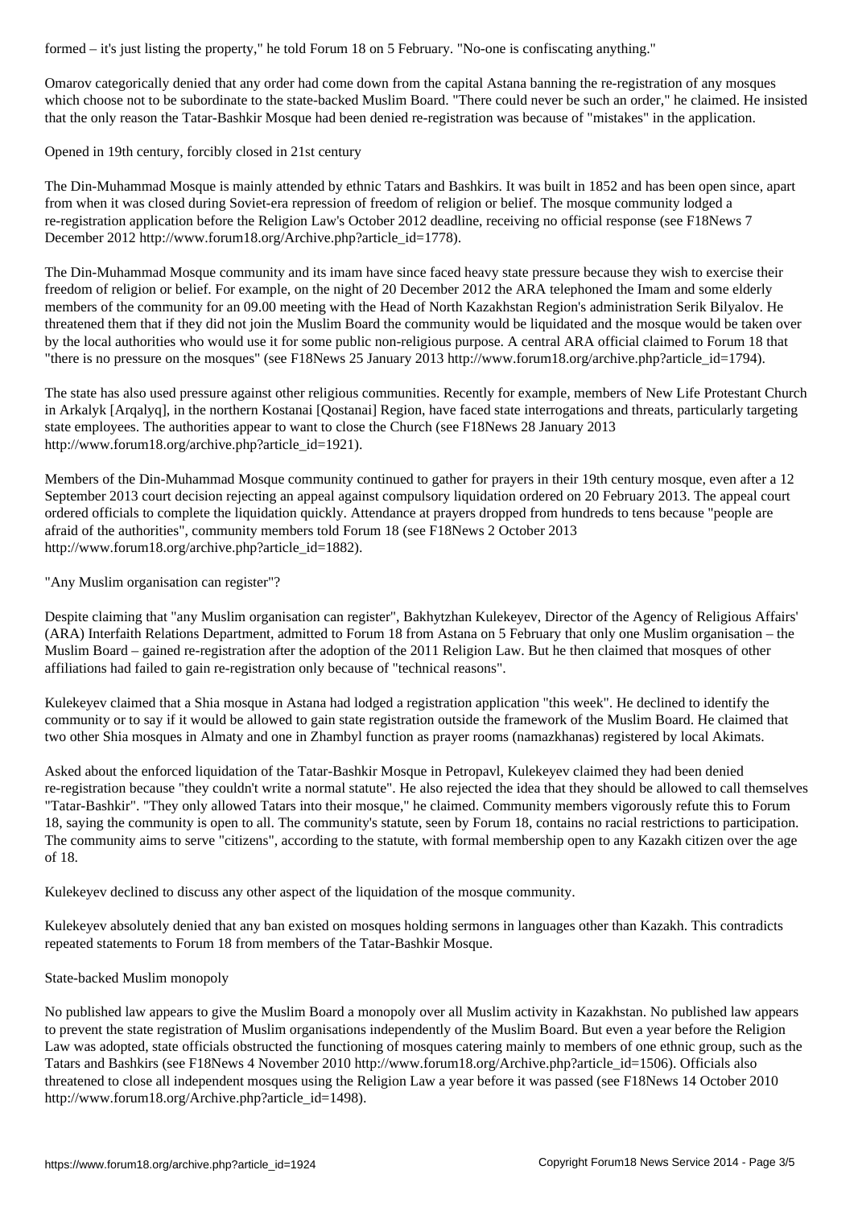formed – it's just listing the property," he told Forum 18 on 5 February. "No-one is confiscating anything."

Omarov categorically denied that any order had come down from the capital Astana banning the re-registration of any mosques which choose not to be subordinate to the state-backed Muslim Board. "There could never be such an order," he claimed. He insisted that the only reason the Tatar-Bashkir Mosque had been denied re-registration was because of "mistakes" in the application.

## Opened in 19th century, forcibly closed in 21st century

The Din-Muhammad Mosque is mainly attended by ethnic Tatars and Bashkirs. It was built in 1852 and has been open since, apart from when it was closed during Soviet-era repression of freedom of religion or belief. The mosque community lodged a re-registration application before the Religion Law's October 2012 deadline, receiving no official response (see F18News 7 December 2012 http://www.forum18.org/Archive.php?article_id=1778).

The Din-Muhammad Mosque community and its imam have since faced heavy state pressure because they wish to exercise their freedom of religion or belief. For example, on the night of 20 December 2012 the ARA telephoned the Imam and some elderly members of the community for an 09.00 meeting with the Head of North Kazakhstan Region's administration Serik Bilyalov. He threatened them that if they did not join the Muslim Board the community would be liquidated and the mosque would be taken over by the local authorities who would use it for some public non-religious purpose. A central ARA official claimed to Forum 18 that "there is no pressure on the mosques" (see F18News 25 January 2013 http://www.forum18.org/archive.php?article_id=1794).

The state has also used pressure against other religious communities. Recently for example, members of New Life Protestant Church in Arkalyk [Arqalyq], in the northern Kostanai [Qostanai] Region, have faced state interrogations and threats, particularly targeting state employees. The authorities appear to want to close the Church (see F18News 28 January 2013 http://www.forum18.org/archive.php?article_id=1921).

Members of the Din-Muhammad Mosque community continued to gather for prayers in their 19th century mosque, even after a 12 September 2013 court decision rejecting an appeal against compulsory liquidation ordered on 20 February 2013. The appeal court ordered officials to complete the liquidation quickly. Attendance at prayers dropped from hundreds to tens because "people are afraid of the authorities", community members told Forum 18 (see F18News 2 October 2013 http://www.forum18.org/archive.php?article_id=1882).

## "Any Muslim organisation can register"?

Despite claiming that "any Muslim organisation can register", Bakhytzhan Kulekeyev, Director of the Agency of Religious Affairs' (ARA) Interfaith Relations Department, admitted to Forum 18 from Astana on 5 February that only one Muslim organisation – the Muslim Board – gained re-registration after the adoption of the 2011 Religion Law. But he then claimed that mosques of other affiliations had failed to gain re-registration only because of "technical reasons".

Kulekeyev claimed that a Shia mosque in Astana had lodged a registration application "this week". He declined to identify the community or to say if it would be allowed to gain state registration outside the framework of the Muslim Board. He claimed that two other Shia mosques in Almaty and one in Zhambyl function as prayer rooms (namazkhanas) registered by local Akimats.

Asked about the enforced liquidation of the Tatar-Bashkir Mosque in Petropavl, Kulekeyev claimed they had been denied re-registration because "they couldn't write a normal statute". He also rejected the idea that they should be allowed to call themselves "Tatar-Bashkir". "They only allowed Tatars into their mosque," he claimed. Community members vigorously refute this to Forum 18, saying the community is open to all. The community's statute, seen by Forum 18, contains no racial restrictions to participation. The community aims to serve "citizens", according to the statute, with formal membership open to any Kazakh citizen over the age of 18.

Kulekeyev declined to discuss any other aspect of the liquidation of the mosque community.

Kulekeyev absolutely denied that any ban existed on mosques holding sermons in languages other than Kazakh. This contradicts repeated statements to Forum 18 from members of the Tatar-Bashkir Mosque.

## State-backed Muslim monopoly

No published law appears to give the Muslim Board a monopoly over all Muslim activity in Kazakhstan. No published law appears to prevent the state registration of Muslim organisations independently of the Muslim Board. But even a year before the Religion Law was adopted, state officials obstructed the functioning of mosques catering mainly to members of one ethnic group, such as the Tatars and Bashkirs (see F18News 4 November 2010 http://www.forum18.org/Archive.php?article_id=1506). Officials also threatened to close all independent mosques using the Religion Law a year before it was passed (see F18News 14 October 2010 http://www.forum18.org/Archive.php?article_id=1498).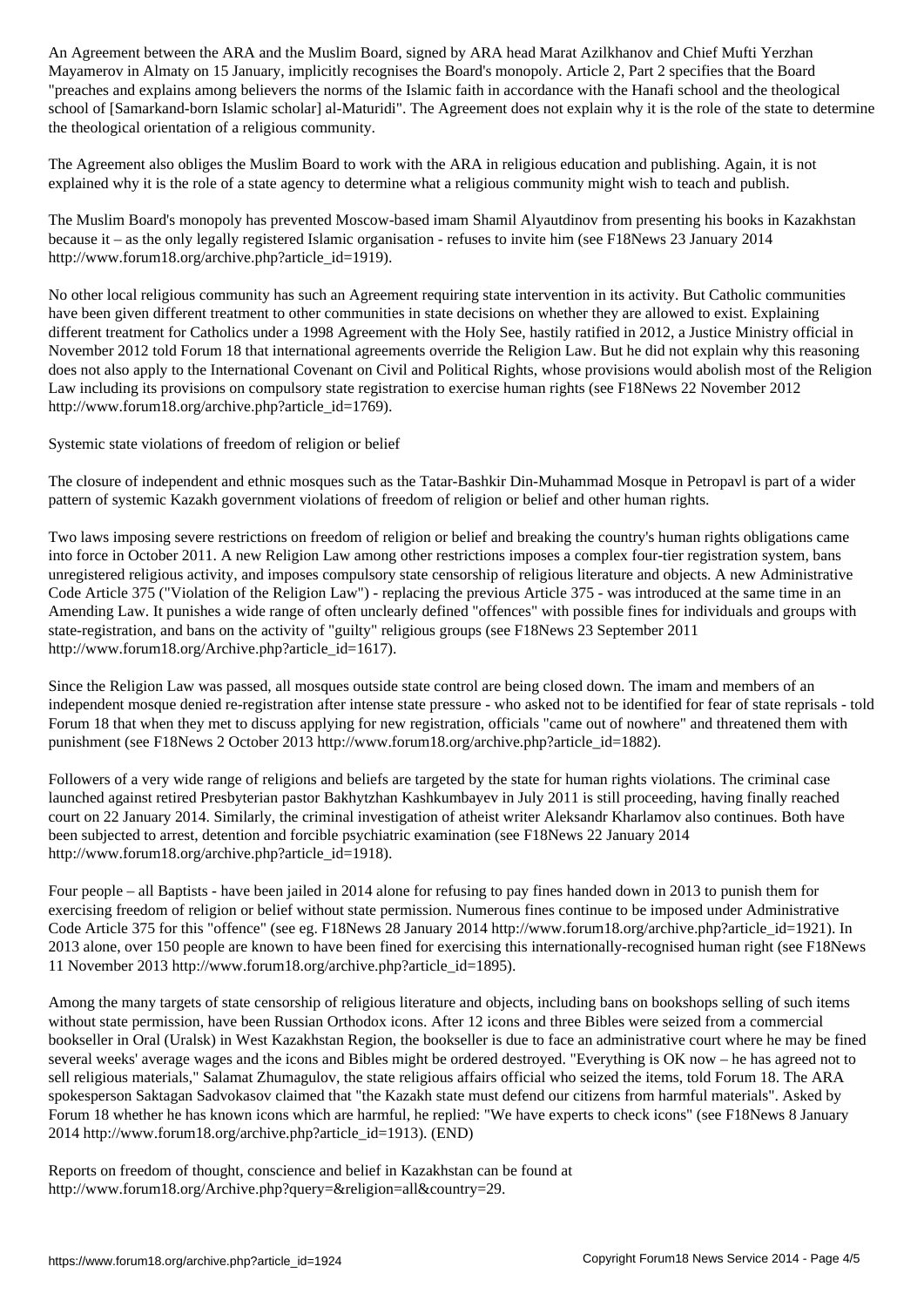An Agreement between the ARA and the Muslim Board, signed by ARA head Marat Azilkhanov and Chief Mufti Yerzhan Mayamerov in Almaty on 15 January, implicitly recognises the Board's monopoly. Article 2, Part 2 specifies that the Board "preaches and explains among believers the norms of the Islamic faith in accordance with the Hanafi school and the theological school of [Samarkand-born Islamic scholar] al-Maturidi". The Agreement does not explain why it is the role of the state to determine the theological orientation of a religious community.

The Agreement also obliges the Muslim Board to work with the ARA in religious education and publishing. Again, it is not explained why it is the role of a state agency to determine what a religious community might wish to teach and publish.

The Muslim Board's monopoly has prevented Moscow-based imam Shamil Alyautdinov from presenting his books in Kazakhstan because it – as the only legally registered Islamic organisation - refuses to invite him (see F18News 23 January 2014 http://www.forum18.org/archive.php?article_id=1919).

No other local religious community has such an Agreement requiring state intervention in its activity. But Catholic communities have been given different treatment to other communities in state decisions on whether they are allowed to exist. Explaining different treatment for Catholics under a 1998 Agreement with the Holy See, hastily ratified in 2012, a Justice Ministry official in November 2012 told Forum 18 that international agreements override the Religion Law. But he did not explain why this reasoning does not also apply to the International Covenant on Civil and Political Rights, whose provisions would abolish most of the Religion Law including its provisions on compulsory state registration to exercise human rights (see F18News 22 November 2012 http://www.forum18.org/archive.php?article_id=1769).

Systemic state violations of freedom of religion or belief

The closure of independent and ethnic mosques such as the Tatar-Bashkir Din-Muhammad Mosque in Petropavl is part of a wider pattern of systemic Kazakh government violations of freedom of religion or belief and other human rights.

Two laws imposing severe restrictions on freedom of religion or belief and breaking the country's human rights obligations came into force in October 2011. A new Religion Law among other restrictions imposes a complex four-tier registration system, bans unregistered religious activity, and imposes compulsory state censorship of religious literature and objects. A new Administrative Code Article 375 ("Violation of the Religion Law") - replacing the previous Article 375 - was introduced at the same time in an Amending Law. It punishes a wide range of often unclearly defined "offences" with possible fines for individuals and groups with state-registration, and bans on the activity of "guilty" religious groups (see F18News 23 September 2011 http://www.forum18.org/Archive.php?article_id=1617).

Since the Religion Law was passed, all mosques outside state control are being closed down. The imam and members of an independent mosque denied re-registration after intense state pressure - who asked not to be identified for fear of state reprisals - told Forum 18 that when they met to discuss applying for new registration, officials "came out of nowhere" and threatened them with punishment (see F18News 2 October 2013 http://www.forum18.org/archive.php?article_id=1882).

Followers of a very wide range of religions and beliefs are targeted by the state for human rights violations. The criminal case launched against retired Presbyterian pastor Bakhytzhan Kashkumbayev in July 2011 is still proceeding, having finally reached court on 22 January 2014. Similarly, the criminal investigation of atheist writer Aleksandr Kharlamov also continues. Both have been subjected to arrest, detention and forcible psychiatric examination (see F18News 22 January 2014 http://www.forum18.org/archive.php?article_id=1918).

Four people – all Baptists - have been jailed in 2014 alone for refusing to pay fines handed down in 2013 to punish them for exercising freedom of religion or belief without state permission. Numerous fines continue to be imposed under Administrative Code Article 375 for this "offence" (see eg. F18News 28 January 2014 http://www.forum18.org/archive.php?article_id=1921). In 2013 alone, over 150 people are known to have been fined for exercising this internationally-recognised human right (see F18News 11 November 2013 http://www.forum18.org/archive.php?article_id=1895).

Among the many targets of state censorship of religious literature and objects, including bans on bookshops selling of such items without state permission, have been Russian Orthodox icons. After 12 icons and three Bibles were seized from a commercial bookseller in Oral (Uralsk) in West Kazakhstan Region, the bookseller is due to face an administrative court where he may be fined several weeks' average wages and the icons and Bibles might be ordered destroyed. "Everything is OK now – he has agreed not to sell religious materials," Salamat Zhumagulov, the state religious affairs official who seized the items, told Forum 18. The ARA spokesperson Saktagan Sadvokasov claimed that "the Kazakh state must defend our citizens from harmful materials". Asked by Forum 18 whether he has known icons which are harmful, he replied: "We have experts to check icons" (see F18News 8 January 2014 http://www.forum18.org/archive.php?article_id=1913). (END)

Reports on freedom of thought, conscience and belief in Kazakhstan can be found at http://www.forum18.org/Archive.php?query=&religion=all&country=29.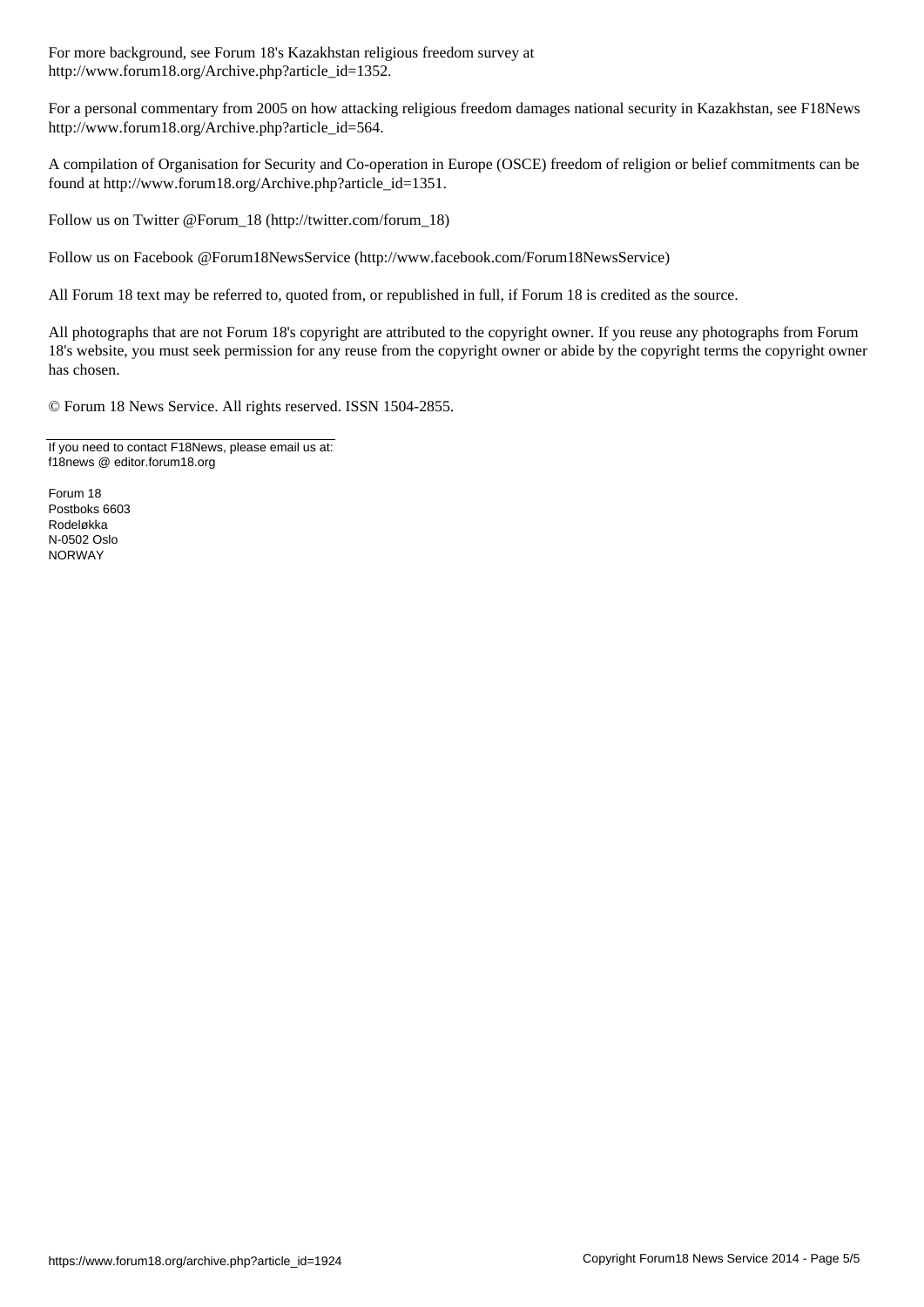For more background, see Forum 18's Kazakhstan religious freedom survey at http://www.forum18.org/Archive.php?article_id=1352.

For a personal commentary from 2005 on how attacking religious freedom damages national security in Kazakhstan, see F18News http://www.forum18.org/Archive.php?article_id=564.

A compilation of Organisation for Security and Co-operation in Europe (OSCE) freedom of religion or belief commitments can be found at http://www.forum18.org/Archive.php?article_id=1351.

Follow us on Twitter @Forum_18 (http://twitter.com/forum_18)

Follow us on Facebook @Forum18NewsService (http://www.facebook.com/Forum18NewsService)

All Forum 18 text may be referred to, quoted from, or republished in full, if Forum 18 is credited as the source.

All photographs that are not Forum 18's copyright are attributed to the copyright owner. If you reuse any photographs from Forum 18's website, you must seek permission for any reuse from the copyright owner or abide by the copyright terms the copyright owner has chosen.

© Forum 18 News Service. All rights reserved. ISSN 1504-2855.

If you need to contact F18News, please email us at:
f18news @ editor.forum18.org

Forum 18
Postboks 6603
Rodeløkka
N-0502 Oslo
NORWAY